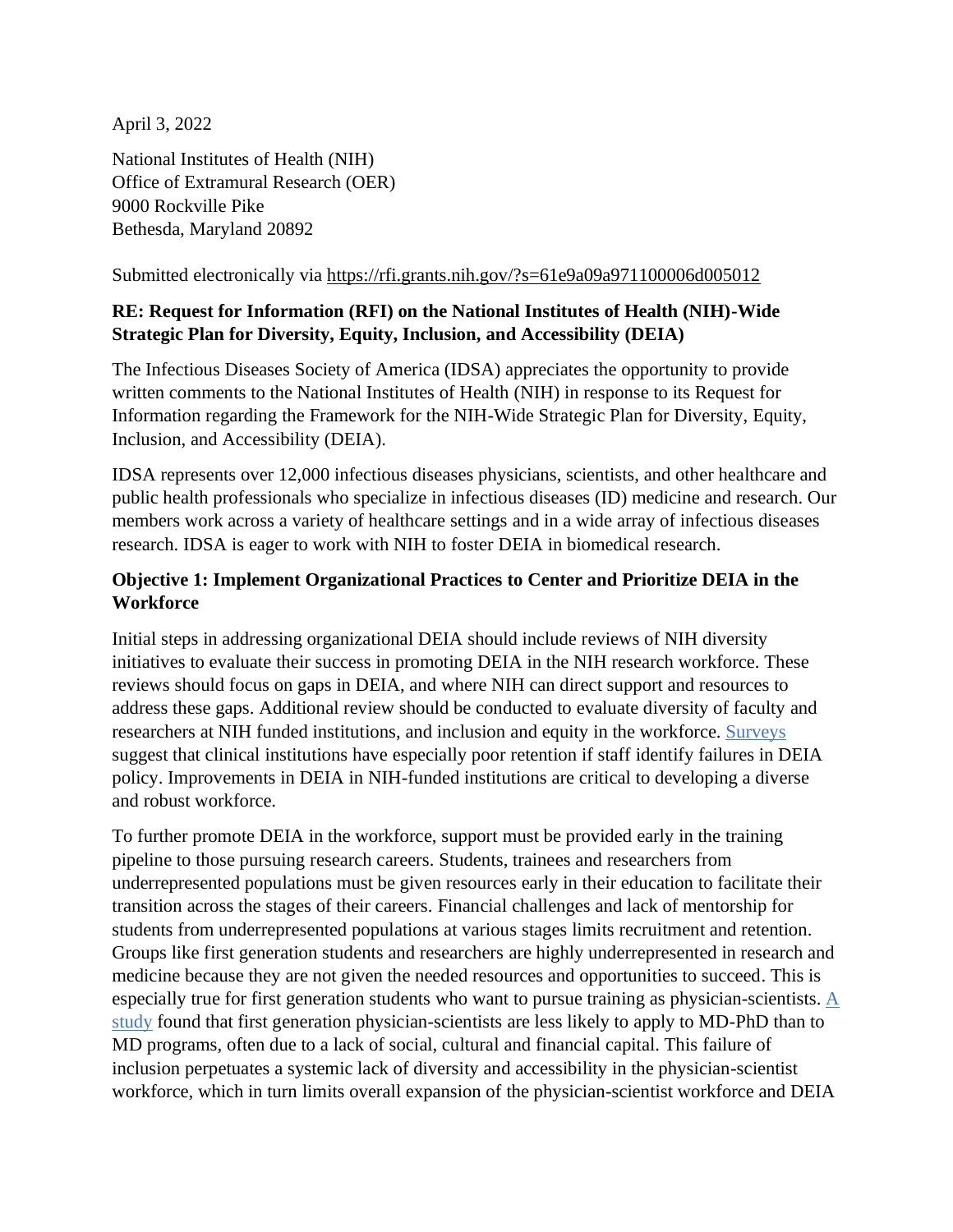April 3, 2022

National Institutes of Health (NIH)
Office of Extramural Research (OER)
9000 Rockville Pike
Bethesda, Maryland 20892

Submitted electronically via https://rfi.grants.nih.gov/?s=61e9a09a971100006d005012

**RE: Request for Information (RFI) on the National Institutes of Health (NIH)-Wide Strategic Plan for Diversity, Equity, Inclusion, and Accessibility (DEIA)**

The Infectious Diseases Society of America (IDSA) appreciates the opportunity to provide written comments to the National Institutes of Health (NIH) in response to its Request for Information regarding the Framework for the NIH-Wide Strategic Plan for Diversity, Equity, Inclusion, and Accessibility (DEIA).

IDSA represents over 12,000 infectious diseases physicians, scientists, and other healthcare and public health professionals who specialize in infectious diseases (ID) medicine and research. Our members work across a variety of healthcare settings and in a wide array of infectious diseases research. IDSA is eager to work with NIH to foster DEIA in biomedical research.

**Objective 1: Implement Organizational Practices to Center and Prioritize DEIA in the Workforce**

Initial steps in addressing organizational DEIA should include reviews of NIH diversity initiatives to evaluate their success in promoting DEIA in the NIH research workforce. These reviews should focus on gaps in DEIA, and where NIH can direct support and resources to address these gaps. Additional review should be conducted to evaluate diversity of faculty and researchers at NIH funded institutions, and inclusion and equity in the workforce. Surveys suggest that clinical institutions have especially poor retention if staff identify failures in DEIA policy. Improvements in DEIA in NIH-funded institutions are critical to developing a diverse and robust workforce.

To further promote DEIA in the workforce, support must be provided early in the training pipeline to those pursuing research careers. Students, trainees and researchers from underrepresented populations must be given resources early in their education to facilitate their transition across the stages of their careers. Financial challenges and lack of mentorship for students from underrepresented populations at various stages limits recruitment and retention. Groups like first generation students and researchers are highly underrepresented in research and medicine because they are not given the needed resources and opportunities to succeed. This is especially true for first generation students who want to pursue training as physician-scientists. A study found that first generation physician-scientists are less likely to apply to MD-PhD than to MD programs, often due to a lack of social, cultural and financial capital. This failure of inclusion perpetuates a systemic lack of diversity and accessibility in the physician-scientist workforce, which in turn limits overall expansion of the physician-scientist workforce and DEIA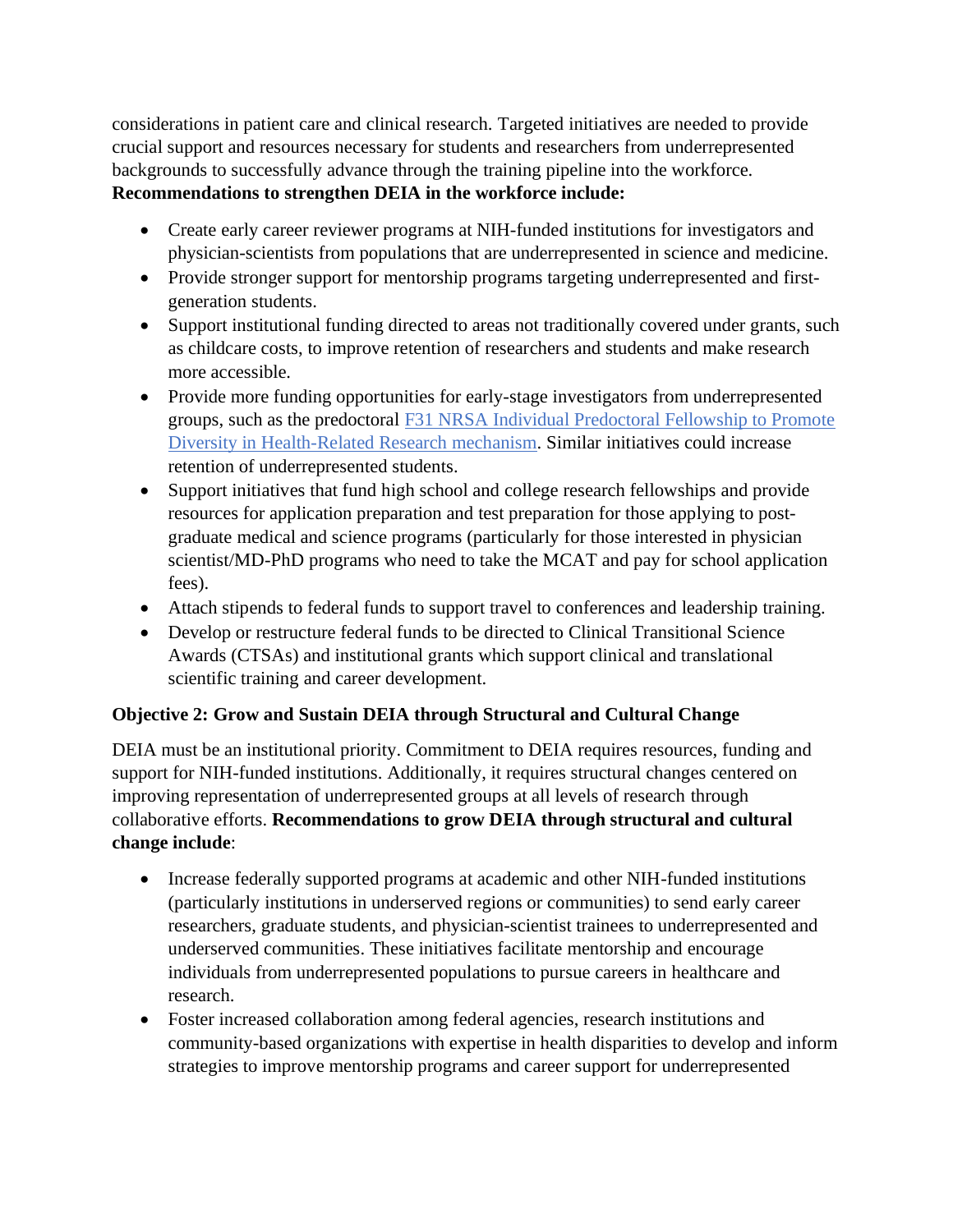considerations in patient care and clinical research. Targeted initiatives are needed to provide crucial support and resources necessary for students and researchers from underrepresented backgrounds to successfully advance through the training pipeline into the workforce. **Recommendations to strengthen DEIA in the workforce include:**

- Create early career reviewer programs at NIH-funded institutions for investigators and physician-scientists from populations that are underrepresented in science and medicine.
- Provide stronger support for mentorship programs targeting underrepresented and first-generation students.
- Support institutional funding directed to areas not traditionally covered under grants, such as childcare costs, to improve retention of researchers and students and make research more accessible.
- Provide more funding opportunities for early-stage investigators from underrepresented groups, such as the predoctoral F31 NRSA Individual Predoctoral Fellowship to Promote Diversity in Health-Related Research mechanism. Similar initiatives could increase retention of underrepresented students.
- Support initiatives that fund high school and college research fellowships and provide resources for application preparation and test preparation for those applying to post-graduate medical and science programs (particularly for those interested in physician scientist/MD-PhD programs who need to take the MCAT and pay for school application fees).
- Attach stipends to federal funds to support travel to conferences and leadership training.
- Develop or restructure federal funds to be directed to Clinical Transitional Science Awards (CTSAs) and institutional grants which support clinical and translational scientific training and career development.

**Objective 2: Grow and Sustain DEIA through Structural and Cultural Change**

DEIA must be an institutional priority. Commitment to DEIA requires resources, funding and support for NIH-funded institutions. Additionally, it requires structural changes centered on improving representation of underrepresented groups at all levels of research through collaborative efforts. **Recommendations to grow DEIA through structural and cultural change include**:

- Increase federally supported programs at academic and other NIH-funded institutions (particularly institutions in underserved regions or communities) to send early career researchers, graduate students, and physician-scientist trainees to underrepresented and underserved communities. These initiatives facilitate mentorship and encourage individuals from underrepresented populations to pursue careers in healthcare and research.
- Foster increased collaboration among federal agencies, research institutions and community-based organizations with expertise in health disparities to develop and inform strategies to improve mentorship programs and career support for underrepresented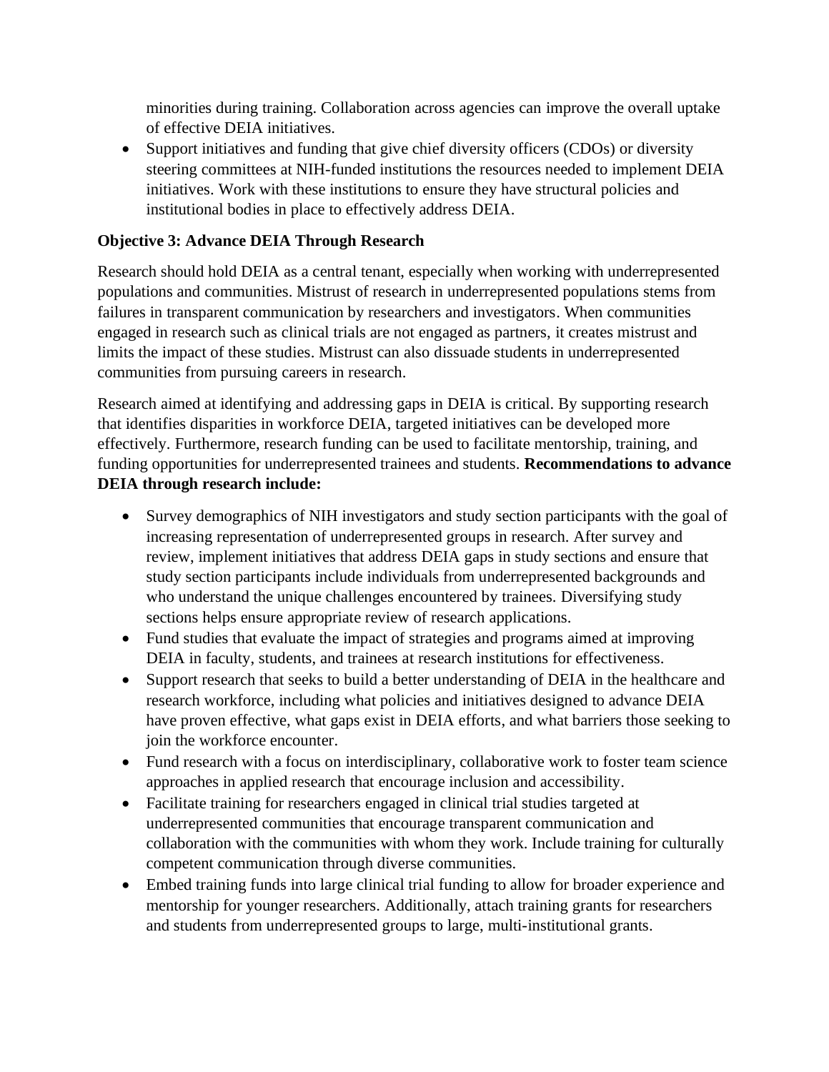minorities during training. Collaboration across agencies can improve the overall uptake of effective DEIA initiatives.

- Support initiatives and funding that give chief diversity officers (CDOs) or diversity steering committees at NIH-funded institutions the resources needed to implement DEIA initiatives. Work with these institutions to ensure they have structural policies and institutional bodies in place to effectively address DEIA.

**Objective 3: Advance DEIA Through Research**

Research should hold DEIA as a central tenant, especially when working with underrepresented populations and communities. Mistrust of research in underrepresented populations stems from failures in transparent communication by researchers and investigators. When communities engaged in research such as clinical trials are not engaged as partners, it creates mistrust and limits the impact of these studies. Mistrust can also dissuade students in underrepresented communities from pursuing careers in research.

Research aimed at identifying and addressing gaps in DEIA is critical. By supporting research that identifies disparities in workforce DEIA, targeted initiatives can be developed more effectively. Furthermore, research funding can be used to facilitate mentorship, training, and funding opportunities for underrepresented trainees and students. **Recommendations to advance DEIA through research include:**

- Survey demographics of NIH investigators and study section participants with the goal of increasing representation of underrepresented groups in research. After survey and review, implement initiatives that address DEIA gaps in study sections and ensure that study section participants include individuals from underrepresented backgrounds and who understand the unique challenges encountered by trainees. Diversifying study sections helps ensure appropriate review of research applications.
- Fund studies that evaluate the impact of strategies and programs aimed at improving DEIA in faculty, students, and trainees at research institutions for effectiveness.
- Support research that seeks to build a better understanding of DEIA in the healthcare and research workforce, including what policies and initiatives designed to advance DEIA have proven effective, what gaps exist in DEIA efforts, and what barriers those seeking to join the workforce encounter.
- Fund research with a focus on interdisciplinary, collaborative work to foster team science approaches in applied research that encourage inclusion and accessibility.
- Facilitate training for researchers engaged in clinical trial studies targeted at underrepresented communities that encourage transparent communication and collaboration with the communities with whom they work. Include training for culturally competent communication through diverse communities.
- Embed training funds into large clinical trial funding to allow for broader experience and mentorship for younger researchers. Additionally, attach training grants for researchers and students from underrepresented groups to large, multi-institutional grants.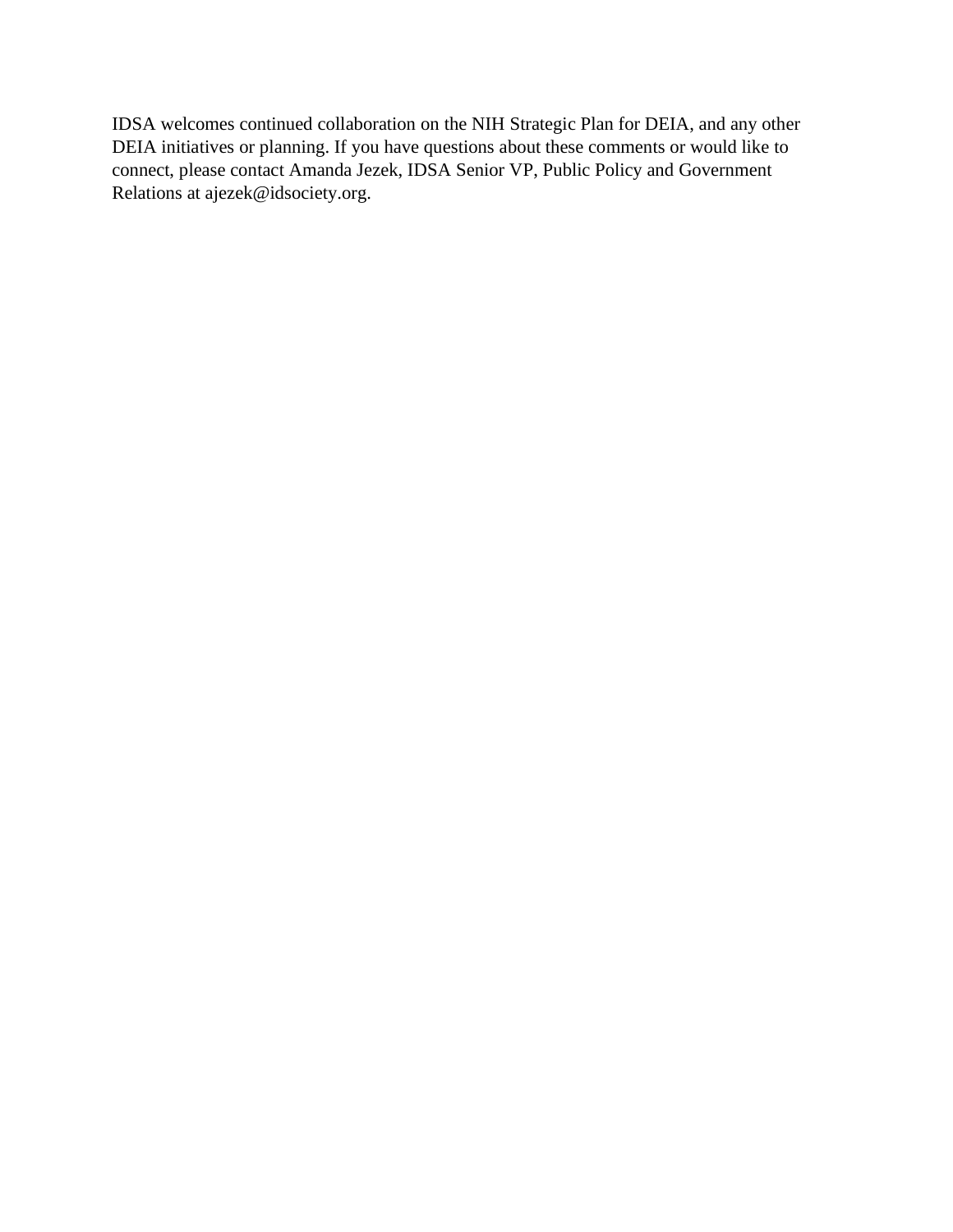IDSA welcomes continued collaboration on the NIH Strategic Plan for DEIA, and any other DEIA initiatives or planning. If you have questions about these comments or would like to connect, please contact Amanda Jezek, IDSA Senior VP, Public Policy and Government Relations at ajezek@idsociety.org.